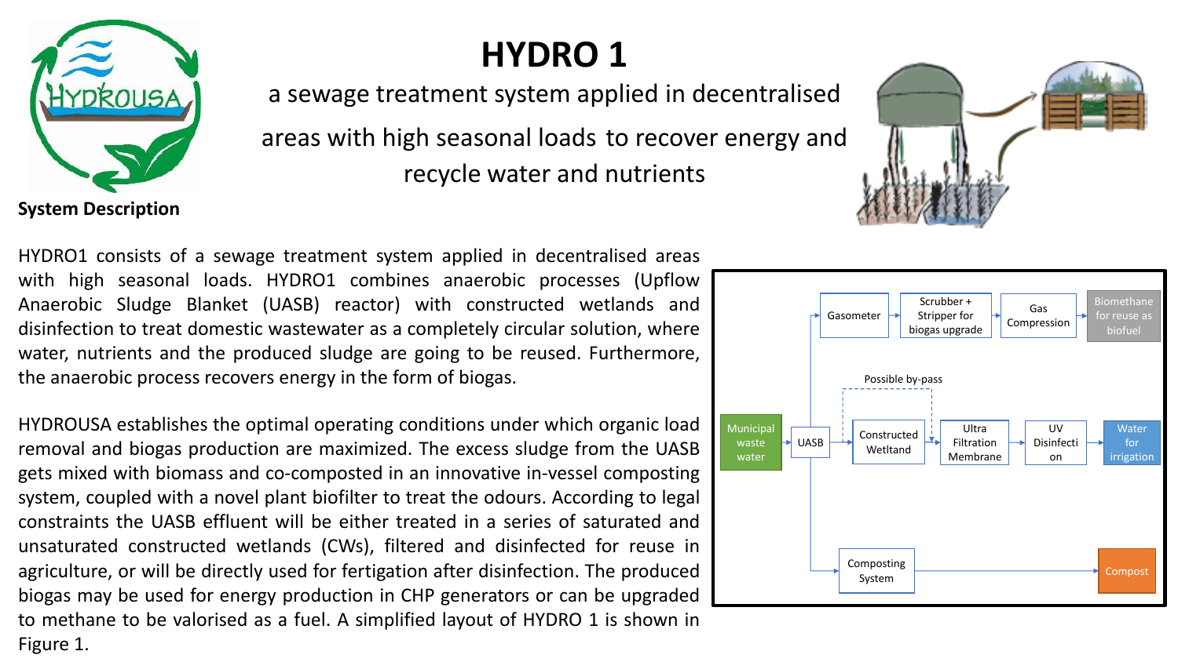# HYDRO 1

a sewage treatment system applied in decentralised areas with high seasonal loads to recover energy and recycle water and nutrients

**System Description**

HYDRO1 consists of a sewage treatment system applied in decentralised areas with high seasonal loads. HYDRO1 combines anaerobic processes (Upflow Anaerobic Sludge Blanket (UASB) reactor) with constructed wetlands and disinfection to treat domestic wastewater as a completely circular solution, where water, nutrients and the produced sludge are going to be reused. Furthermore, the anaerobic process recovers energy in the form of biogas.

HYDROUSA establishes the optimal operating conditions under which organic load removal and biogas production are maximized. The excess sludge from the UASB gets mixed with biomass and co-composted in an innovative in-vessel composting system, coupled with a novel plant biofilter to treat the odours. According to legal constraints the UASB effluent will be either treated in a series of saturated and unsaturated constructed wetlands (CWs), filtered and disinfected for reuse in agriculture, or will be directly used for fertigation after disinfection. The produced biogas may be used for energy production in CHP generators or can be upgraded to methane to be valorised as a fuel. A simplified layout of HYDRO 1 is shown in Figure 1.

Municipal waste water → UASB → Gasometer → Scrubber + Stripper for biogas upgrade → Gas Compression → Biomethane for reuse as biofuel

UASB → Constructed Wetland → Ultra Filtration Membrane → UV Disinfection → Water for irrigation (Possible by-pass of Constructed Wetland)

UASB → Composting System → Compost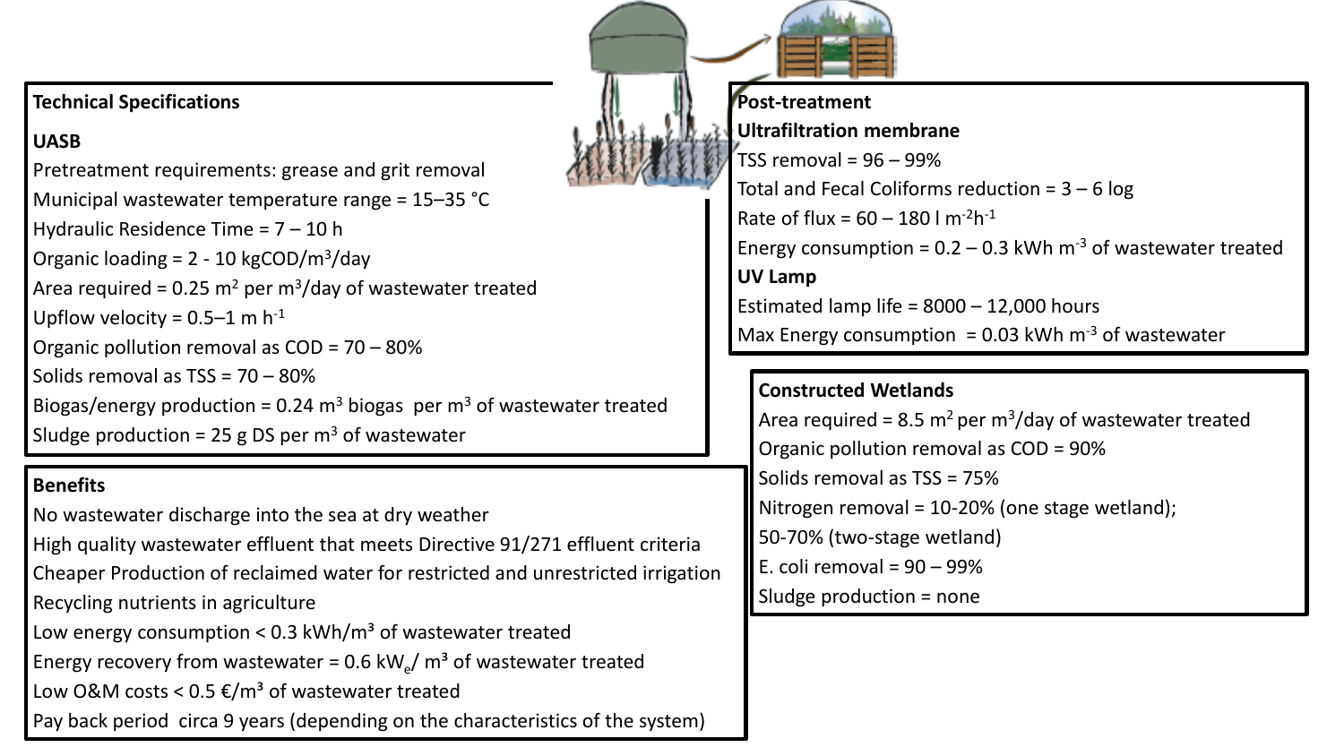## Technical Specifications

### UASB

Pretreatment requirements: grease and grit removal

Municipal wastewater temperature range = 15–35 °C

Hydraulic Residence Time = 7 – 10 h

Organic loading = 2 - 10 kgCOD/$m^3$/day

Area required = 0.25 $m^2$ per $m^3$/day of wastewater treated

Upflow velocity = 0.5–1 m $h^{-1}$

Organic pollution removal as COD = 70 – 80%

Solids removal as TSS = 70 – 80%

Biogas/energy production = 0.24 $m^3$ biogas per $m^3$ of wastewater treated

Sludge production = 25 g DS per $m^3$ of wastewater

## Benefits

No wastewater discharge into the sea at dry weather

High quality wastewater effluent that meets Directive 91/271 effluent criteria

Cheaper Production of reclaimed water for restricted and unrestricted irrigation

Recycling nutrients in agriculture

Low energy consumption < 0.3 kWh/m³ of wastewater treated

Energy recovery from wastewater = 0.6 $kW_e$/ m³ of wastewater treated

Low O&M costs < 0.5 €/m³ of wastewater treated

Pay back period circa 9 years (depending on the characteristics of the system)

## Post-treatment

### Ultrafiltration membrane

TSS removal = 96 – 99%

Total and Fecal Coliforms reduction = 3 – 6 log

Rate of flux = 60 – 180 l $m^{-2}h^{-1}$

Energy consumption = 0.2 – 0.3 kWh $m^{-3}$ of wastewater treated

### UV Lamp

Estimated lamp life = 8000 – 12,000 hours

Max Energy consumption = 0.03 kWh $m^{-3}$ of wastewater

## Constructed Wetlands

Area required = 8.5 $m^2$ per $m^3$/day of wastewater treated

Organic pollution removal as COD = 90%

Solids removal as TSS = 75%

Nitrogen removal = 10-20% (one stage wetland);

50-70% (two-stage wetland)

E. coli removal = 90 – 99%

Sludge production = none